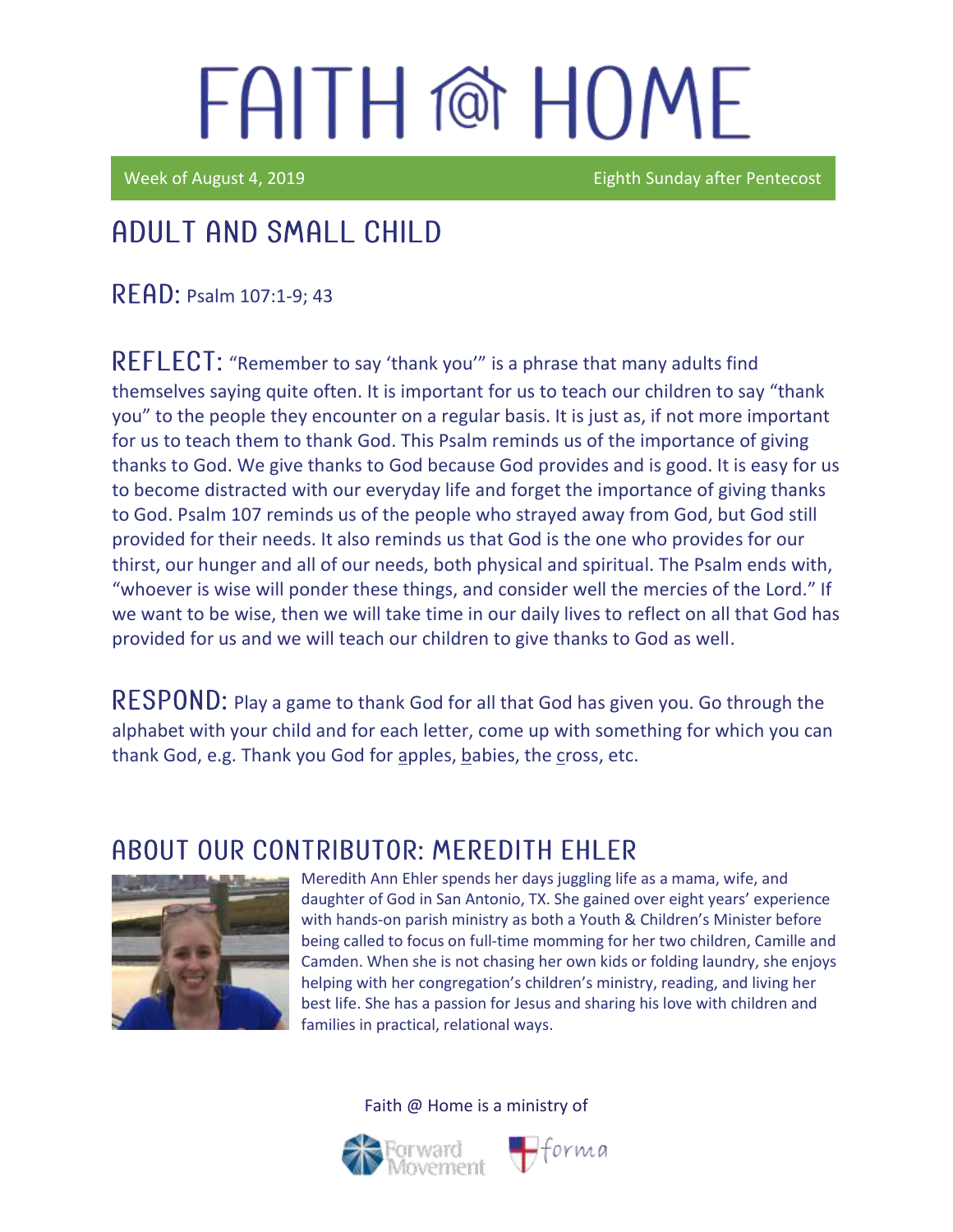# FAITH @ HOME

Week of August 4, 2019 Eighth Sunday after Pentecost

## ADULT AND SMALL CHILD

**READ:** Psalm 107:1-9; 43

**REFLECT:** "Remember to say 'thank you'" is a phrase that many adults find themselves saying quite often. It is important for us to teach our children to say "thank you" to the people they encounter on a regular basis. It is just as, if not more important for us to teach them to thank God. This Psalm reminds us of the importance of giving thanks to God. We give thanks to God because God provides and is good. It is easy for us to become distracted with our everyday life and forget the importance of giving thanks to God. Psalm 107 reminds us of the people who strayed away from God, but God still provided for their needs. It also reminds us that God is the one who provides for our thirst, our hunger and all of our needs, both physical and spiritual. The Psalm ends with, "whoever is wise will ponder these things, and consider well the mercies of the Lord." If we want to be wise, then we will take time in our daily lives to reflect on all that God has provided for us and we will teach our children to give thanks to God as well.

**RESPOND:** Play a game to thank God for all that God has given you. Go through the alphabet with your child and for each letter, come up with something for which you can thank God, e.g. Thank you God for <u>a</u>pples, <u>b</u>abies, the <u>c</u>ross, etc.

## ABOUT OUR CONTRIBUTOR: MEREDITH EHLER

Meredith Ann Ehler spends her days juggling life as a mama, wife, and daughter of God in San Antonio, TX. She gained over eight years' experience with hands-on parish ministry as both a Youth & Children's Minister before being called to focus on full-time momming for her two children, Camille and Camden. When she is not chasing her own kids or folding laundry, she enjoys helping with her congregation's children's ministry, reading, and living her best life. She has a passion for Jesus and sharing his love with children and families in practical, relational ways.

Faith @ Home is a ministry of

Forward Movement forma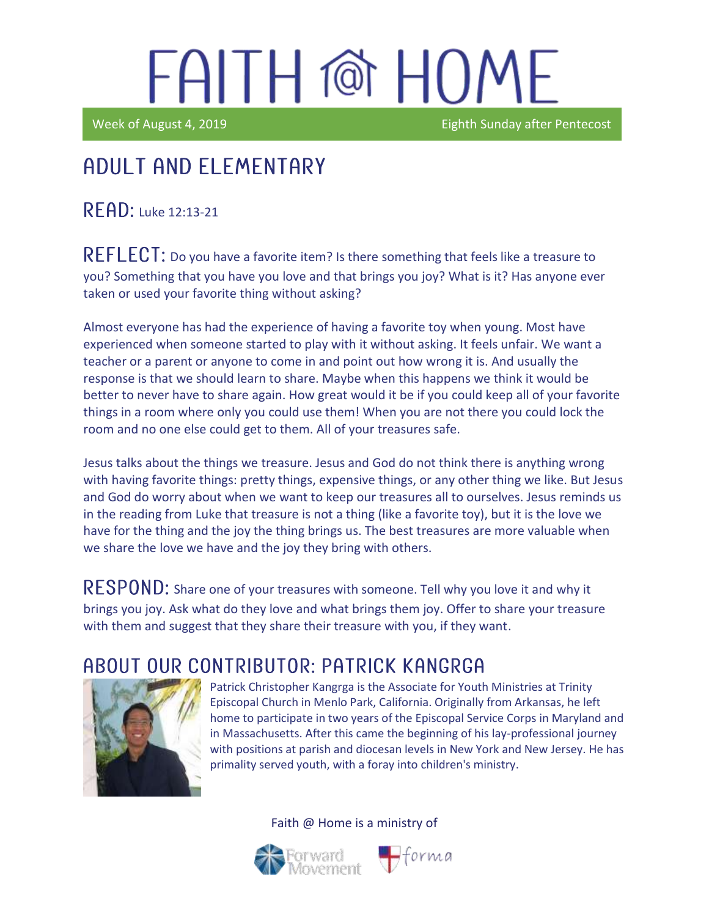# FAITH @ HOME

Week of August 4, 2019 — Eighth Sunday after Pentecost

## ADULT AND ELEMENTARY

**READ:** Luke 12:13-21

**REFLECT:** Do you have a favorite item? Is there something that feels like a treasure to you? Something that you have you love and that brings you joy? What is it? Has anyone ever taken or used your favorite thing without asking?

Almost everyone has had the experience of having a favorite toy when young. Most have experienced when someone started to play with it without asking. It feels unfair. We want a teacher or a parent or anyone to come in and point out how wrong it is. And usually the response is that we should learn to share. Maybe when this happens we think it would be better to never have to share again. How great would it be if you could keep all of your favorite things in a room where only you could use them! When you are not there you could lock the room and no one else could get to them. All of your treasures safe.

Jesus talks about the things we treasure. Jesus and God do not think there is anything wrong with having favorite things: pretty things, expensive things, or any other thing we like. But Jesus and God do worry about when we want to keep our treasures all to ourselves. Jesus reminds us in the reading from Luke that treasure is not a thing (like a favorite toy), but it is the love we have for the thing and the joy the thing brings us. The best treasures are more valuable when we share the love we have and the joy they bring with others.

**RESPOND:** Share one of your treasures with someone. Tell why you love it and why it brings you joy. Ask what do they love and what brings them joy. Offer to share your treasure with them and suggest that they share their treasure with you, if they want.

## ABOUT OUR CONTRIBUTOR: PATRICK KANGRGA

Patrick Christopher Kangrga is the Associate for Youth Ministries at Trinity Episcopal Church in Menlo Park, California. Originally from Arkansas, he left home to participate in two years of the Episcopal Service Corps in Maryland and in Massachusetts. After this came the beginning of his lay-professional journey with positions at parish and diocesan levels in New York and New Jersey. He has primality served youth, with a foray into children's ministry.

Faith @ Home is a ministry of Forward Movement and forma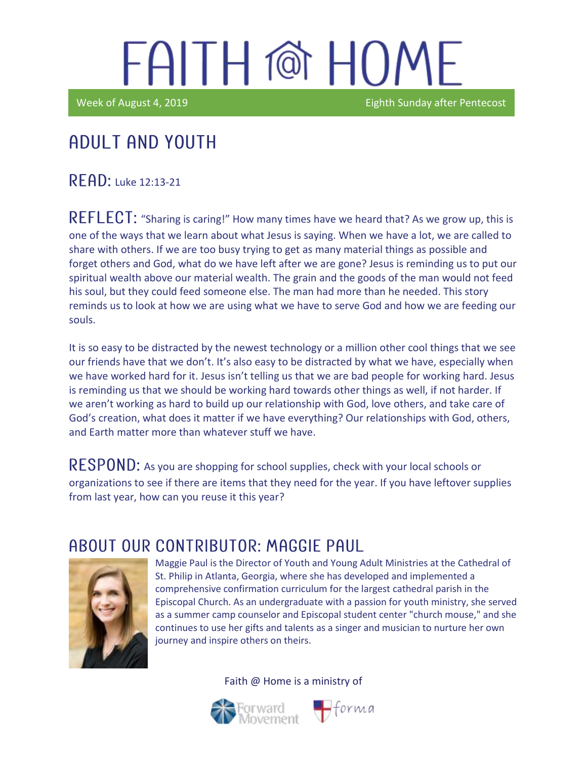# FAITH @ HOME

Week of August 4, 2019 | Eighth Sunday after Pentecost

## ADULT AND YOUTH

**READ:** Luke 12:13-21

**REFLECT:** "Sharing is caring!" How many times have we heard that? As we grow up, this is one of the ways that we learn about what Jesus is saying. When we have a lot, we are called to share with others. If we are too busy trying to get as many material things as possible and forget others and God, what do we have left after we are gone? Jesus is reminding us to put our spiritual wealth above our material wealth. The grain and the goods of the man would not feed his soul, but they could feed someone else. The man had more than he needed. This story reminds us to look at how we are using what we have to serve God and how we are feeding our souls.

It is so easy to be distracted by the newest technology or a million other cool things that we see our friends have that we don't. It's also easy to be distracted by what we have, especially when we have worked hard for it. Jesus isn't telling us that we are bad people for working hard. Jesus is reminding us that we should be working hard towards other things as well, if not harder. If we aren't working as hard to build up our relationship with God, love others, and take care of God's creation, what does it matter if we have everything? Our relationships with God, others, and Earth matter more than whatever stuff we have.

**RESPOND:** As you are shopping for school supplies, check with your local schools or organizations to see if there are items that they need for the year. If you have leftover supplies from last year, how can you reuse it this year?

## ABOUT OUR CONTRIBUTOR: MAGGIE PAUL

Maggie Paul is the Director of Youth and Young Adult Ministries at the Cathedral of St. Philip in Atlanta, Georgia, where she has developed and implemented a comprehensive confirmation curriculum for the largest cathedral parish in the Episcopal Church. As an undergraduate with a passion for youth ministry, she served as a summer camp counselor and Episcopal student center "church mouse," and she continues to use her gifts and talents as a singer and musician to nurture her own journey and inspire others on theirs.

Faith @ Home is a ministry of Forward Movement and forma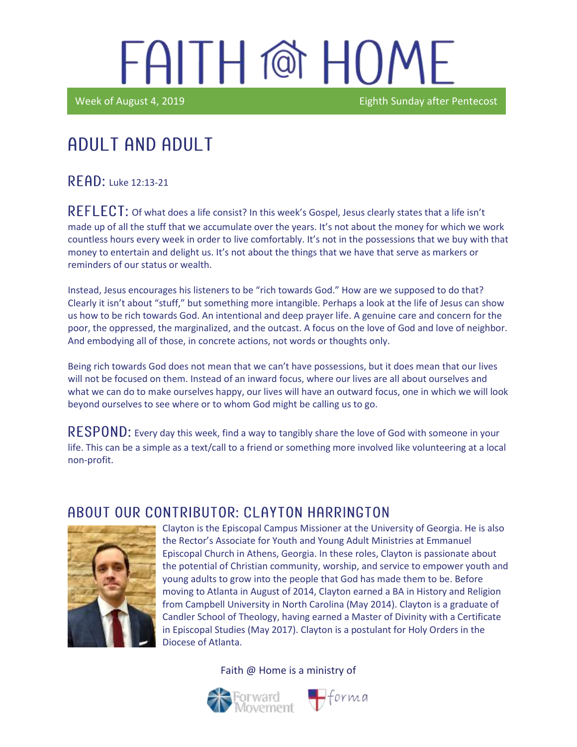# FAITH @ HOME

Week of August 4, 2019 Eighth Sunday after Pentecost

## ADULT AND ADULT

**READ:** Luke 12:13-21

**REFLECT:** Of what does a life consist? In this week's Gospel, Jesus clearly states that a life isn't made up of all the stuff that we accumulate over the years. It's not about the money for which we work countless hours every week in order to live comfortably. It's not in the possessions that we buy with that money to entertain and delight us. It's not about the things that we have that serve as markers or reminders of our status or wealth.

Instead, Jesus encourages his listeners to be "rich towards God." How are we supposed to do that? Clearly it isn't about "stuff," but something more intangible. Perhaps a look at the life of Jesus can show us how to be rich towards God. An intentional and deep prayer life. A genuine care and concern for the poor, the oppressed, the marginalized, and the outcast. A focus on the love of God and love of neighbor. And embodying all of those, in concrete actions, not words or thoughts only.

Being rich towards God does not mean that we can't have possessions, but it does mean that our lives will not be focused on them. Instead of an inward focus, where our lives are all about ourselves and what we can do to make ourselves happy, our lives will have an outward focus, one in which we will look beyond ourselves to see where or to whom God might be calling us to go.

**RESPOND:** Every day this week, find a way to tangibly share the love of God with someone in your life. This can be a simple as a text/call to a friend or something more involved like volunteering at a local non-profit.

## ABOUT OUR CONTRIBUTOR: CLAYTON HARRINGTON

Clayton is the Episcopal Campus Missioner at the University of Georgia. He is also the Rector's Associate for Youth and Young Adult Ministries at Emmanuel Episcopal Church in Athens, Georgia. In these roles, Clayton is passionate about the potential of Christian community, worship, and service to empower youth and young adults to grow into the people that God has made them to be. Before moving to Atlanta in August of 2014, Clayton earned a BA in History and Religion from Campbell University in North Carolina (May 2014). Clayton is a graduate of Candler School of Theology, having earned a Master of Divinity with a Certificate in Episcopal Studies (May 2017). Clayton is a postulant for Holy Orders in the Diocese of Atlanta.

Faith @ Home is a ministry of

Forward Movement forma